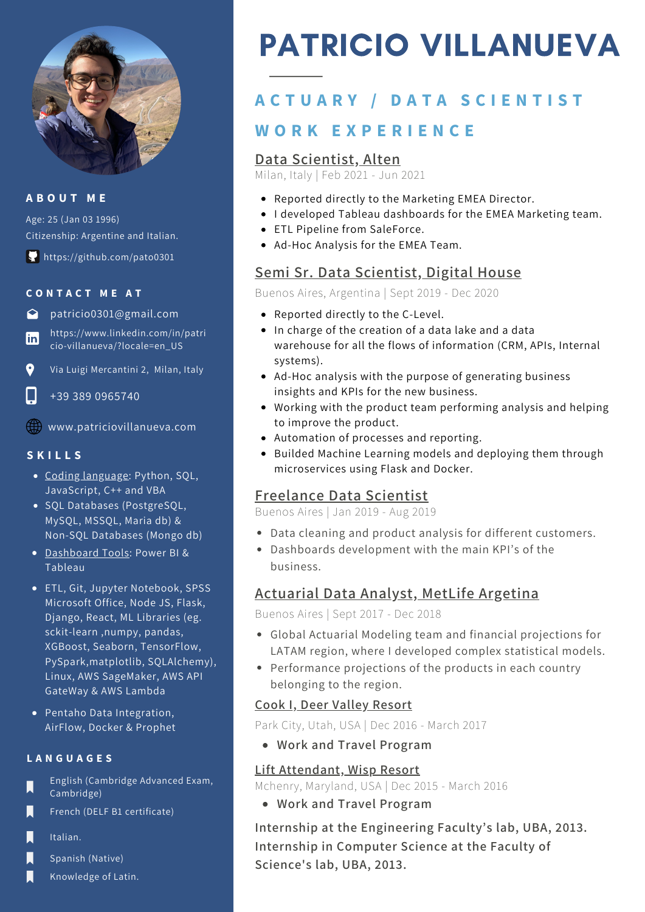# PATRICIO VILLANUEVA

## ACTUARY / DATA SCIENTIST

## ABOUT ME

Age: 25 (Jan 03 1996)

Citizenship: Argentine and Italian.

https://github.com/pato0301

## CONTACT ME AT

patricio0301@gmail.com

https://www.linkedin.com/in/patricio-villanueva/?locale=en_US

Via Luigi Mercantini 2, Milan, Italy

+39 389 0965740

www.patriciovillanueva.com

## SKILLS

- Coding language: Python, SQL, JavaScript, C++ and VBA
- SQL Databases (PostgreSQL, MySQL, MSSQL, Maria db) & Non-SQL Databases (Mongo db)
- Dashboard Tools: Power BI & Tableau
- ETL, Git, Jupyter Notebook, SPSS Microsoft Office, Node JS, Flask, Django, React, ML Libraries (eg. sckit-learn ,numpy, pandas, XGBoost, Seaborn, TensorFlow, PySpark,matplotlib, SQLAlchemy), Linux, AWS SageMaker, AWS API GateWay & AWS Lambda
- Pentaho Data Integration, AirFlow, Docker & Prophet

## LANGUAGES

- English (Cambridge Advanced Exam, Cambridge)
- French (DELF B1 certificate)
- Italian.
- Spanish (Native)
- Knowledge of Latin.

## WORK EXPERIENCE

### Data Scientist, Alten

Milan, Italy | Feb 2021 - Jun 2021

- Reported directly to the Marketing EMEA Director.
- I developed Tableau dashboards for the EMEA Marketing team.
- ETL Pipeline from SaleForce.
- Ad-Hoc Analysis for the EMEA Team.

### Semi Sr. Data Scientist, Digital House

Buenos Aires, Argentina | Sept 2019 - Dec 2020

- Reported directly to the C-Level.
- In charge of the creation of a data lake and a data warehouse for all the flows of information (CRM, APIs, Internal systems).
- Ad-Hoc analysis with the purpose of generating business insights and KPIs for the new business.
- Working with the product team performing analysis and helping to improve the product.
- Automation of processes and reporting.
- Builded Machine Learning models and deploying them through microservices using Flask and Docker.

### Freelance Data Scientist

Buenos Aires | Jan 2019 - Aug 2019

- Data cleaning and product analysis for different customers.
- Dashboards development with the main KPI's of the business.

### Actuarial Data Analyst, MetLife Argetina

Buenos Aires | Sept 2017 - Dec 2018

- Global Actuarial Modeling team and financial projections for LATAM region, where I developed complex statistical models.
- Performance projections of the products in each country belonging to the region.

### Cook I, Deer Valley Resort

Park City, Utah, USA | Dec 2016 - March 2017

- Work and Travel Program

### Lift Attendant, Wisp Resort

Mchenry, Maryland, USA | Dec 2015 - March 2016

- Work and Travel Program

Internship at the Engineering Faculty's lab, UBA, 2013.
Internship in Computer Science at the Faculty of Science's lab, UBA, 2013.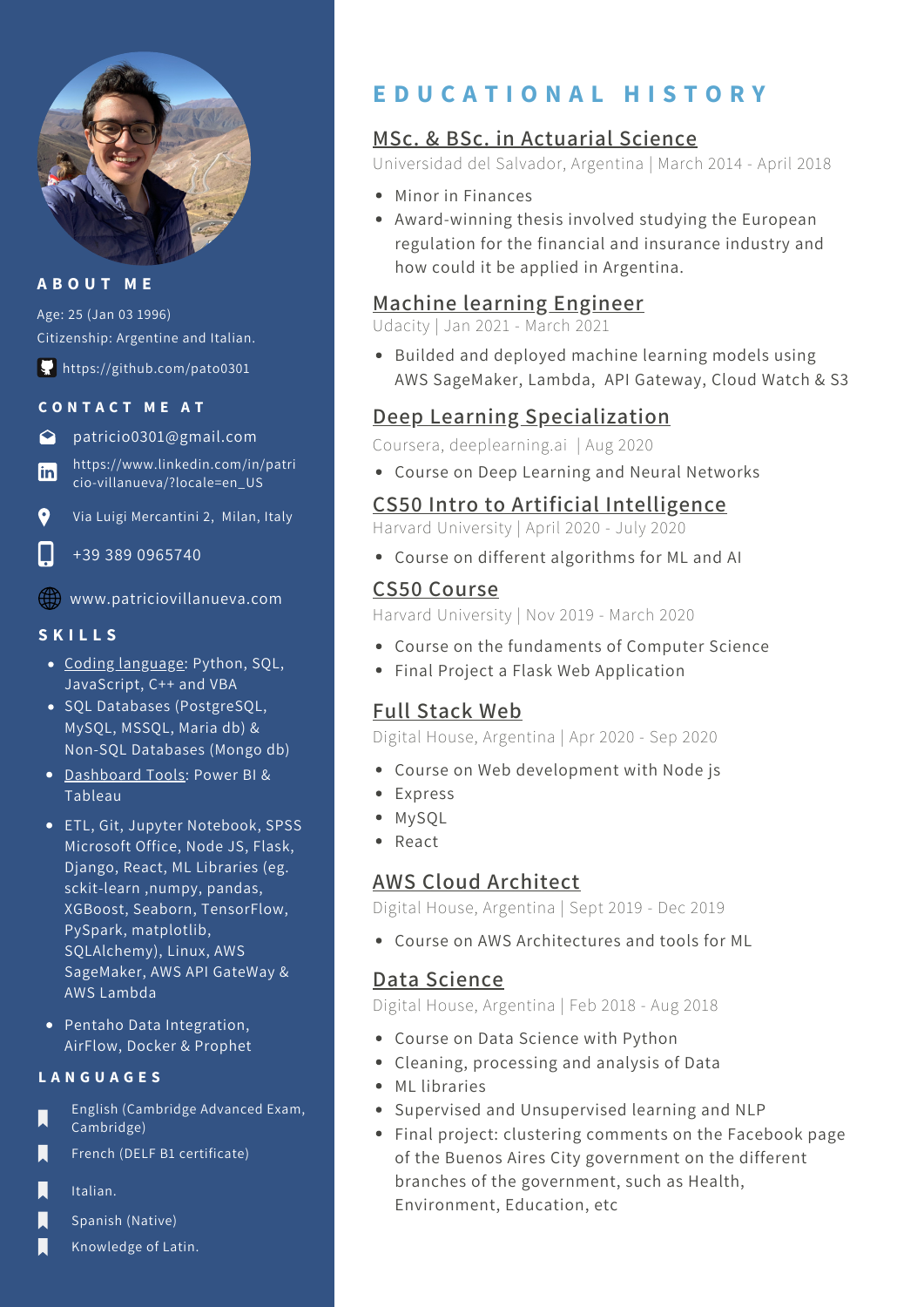## ABOUT ME

Age: 25 (Jan 03 1996)

Citizenship: Argentine and Italian.

https://github.com/pato0301

## CONTACT ME AT

patricio0301@gmail.com

https://www.linkedin.com/in/patricio-villanueva/?locale=en_US

Via Luigi Mercantini 2, Milan, Italy

+39 389 0965740

www.patriciovillanueva.com

## SKILLS

- Coding language: Python, SQL, JavaScript, C++ and VBA
- SQL Databases (PostgreSQL, MySQL, MSSQL, Maria db) & Non-SQL Databases (Mongo db)
- Dashboard Tools: Power BI & Tableau
- ETL, Git, Jupyter Notebook, SPSS Microsoft Office, Node JS, Flask, Django, React, ML Libraries (eg. sckit-learn ,numpy, pandas, XGBoost, Seaborn, TensorFlow, PySpark, matplotlib, SQLAlchemy), Linux, AWS SageMaker, AWS API GateWay & AWS Lambda
- Pentaho Data Integration, AirFlow, Docker & Prophet

## LANGUAGES

- English (Cambridge Advanced Exam, Cambridge)
- French (DELF B1 certificate)
- Italian.
- Spanish (Native)
- Knowledge of Latin.

# EDUCATIONAL HISTORY

### MSc. & BSc. in Actuarial Science

Universidad del Salvador, Argentina | March 2014 - April 2018

- Minor in Finances
- Award-winning thesis involved studying the European regulation for the financial and insurance industry and how could it be applied in Argentina.

### Machine learning Engineer

Udacity | Jan 2021 - March 2021

- Builded and deployed machine learning models using AWS SageMaker, Lambda, API Gateway, Cloud Watch & S3

### Deep Learning Specialization

Coursera, deeplearning.ai | Aug 2020

- Course on Deep Learning and Neural Networks

### CS50 Intro to Artificial Intelligence

Harvard University | April 2020 - July 2020

- Course on different algorithms for ML and AI

### CS50 Course

Harvard University | Nov 2019 - March 2020

- Course on the fundaments of Computer Science
- Final Project a Flask Web Application

### Full Stack Web

Digital House, Argentina | Apr 2020 - Sep 2020

- Course on Web development with Node js
- Express
- MySQL
- React

### AWS Cloud Architect

Digital House, Argentina | Sept 2019 - Dec 2019

- Course on AWS Architectures and tools for ML

### Data Science

Digital House, Argentina | Feb 2018 - Aug 2018

- Course on Data Science with Python
- Cleaning, processing and analysis of Data
- ML libraries
- Supervised and Unsupervised learning and NLP
- Final project: clustering comments on the Facebook page of the Buenos Aires City government on the different branches of the government, such as Health, Environment, Education, etc